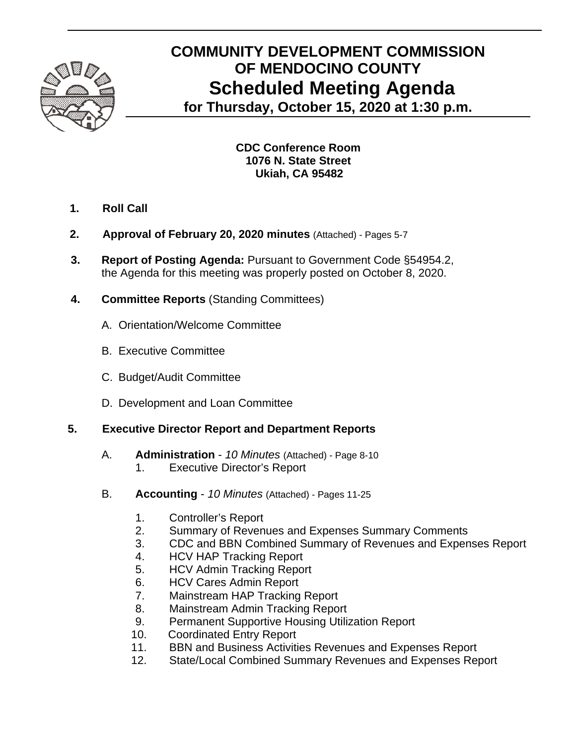# COMMUNITY DEVELOPMENT COMMISSION OF MENDOCINO COUNTY

## Scheduled Meeting Agenda

### for Thursday, October 15, 2020 at 1:30 p.m.

**CDC Conference Room**
**1076 N. State Street**
**Ukiah, CA 95482**

1. **Roll Call**

2. **Approval of February 20, 2020 minutes** (Attached) - Pages 5-7

3. **Report of Posting Agenda:** Pursuant to Government Code §54954.2, the Agenda for this meeting was properly posted on October 8, 2020.

4. **Committee Reports** (Standing Committees)

   A. Orientation/Welcome Committee

   B. Executive Committee

   C. Budget/Audit Committee

   D. Development and Loan Committee

5. **Executive Director Report and Department Reports**

   A. **Administration** - *10 Minutes* (Attached) - Page 8-10
      1. Executive Director's Report

   B. **Accounting** - *10 Minutes* (Attached) - Pages 11-25
      1. Controller's Report
      2. Summary of Revenues and Expenses Summary Comments
      3. CDC and BBN Combined Summary of Revenues and Expenses Report
      4. HCV HAP Tracking Report
      5. HCV Admin Tracking Report
      6. HCV Cares Admin Report
      7. Mainstream HAP Tracking Report
      8. Mainstream Admin Tracking Report
      9. Permanent Supportive Housing Utilization Report
      10. Coordinated Entry Report
      11. BBN and Business Activities Revenues and Expenses Report
      12. State/Local Combined Summary Revenues and Expenses Report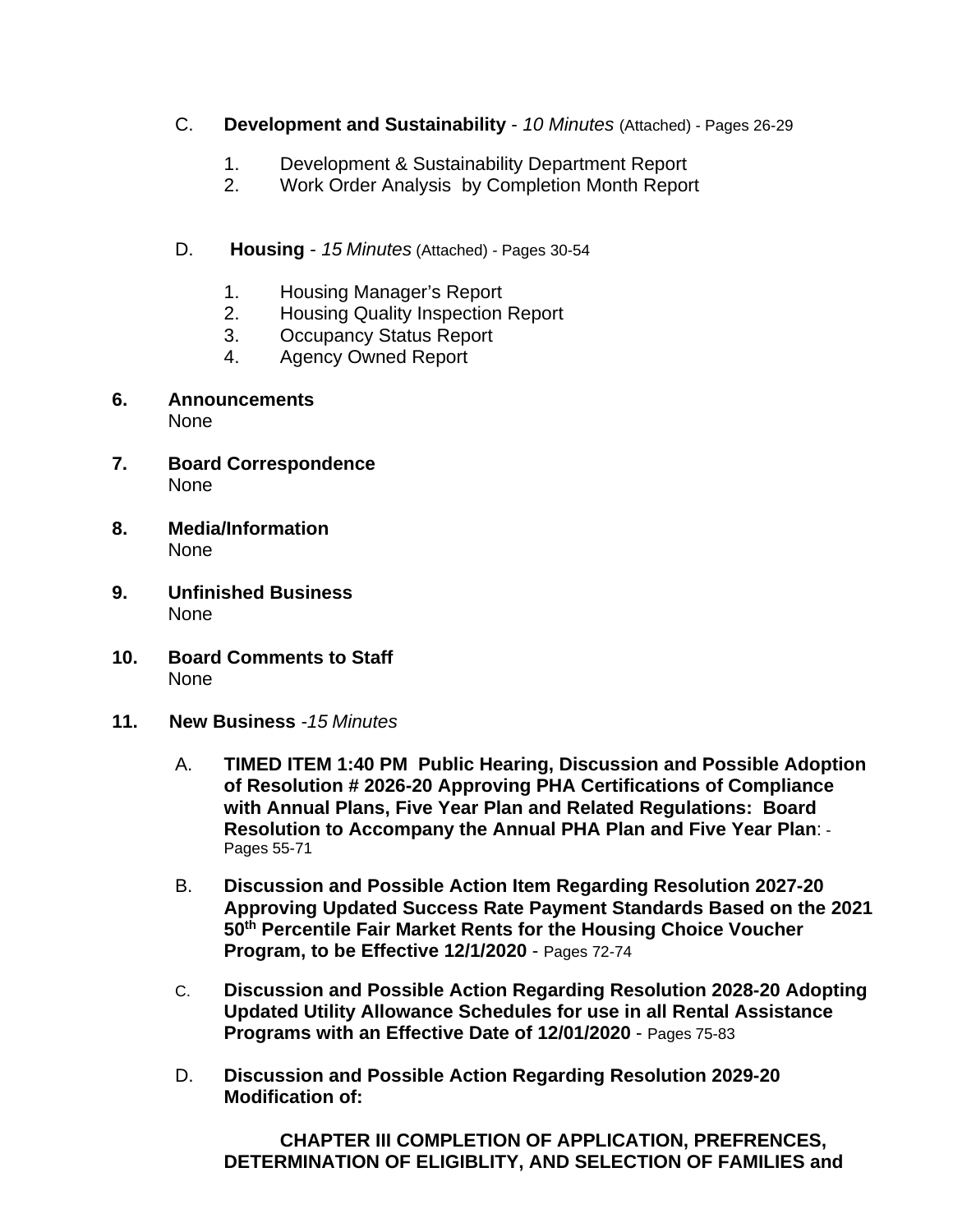C. **Development and Sustainability** - *10 Minutes* (Attached) - Pages 26-29

1. Development & Sustainability Department Report
2. Work Order Analysis by Completion Month Report

D. **Housing** - *15 Minutes* (Attached) - Pages 30-54

1. Housing Manager's Report
2. Housing Quality Inspection Report
3. Occupancy Status Report
4. Agency Owned Report

**6. Announcements**
None

**7. Board Correspondence**
None

**8. Media/Information**
None

**9. Unfinished Business**
None

**10. Board Comments to Staff**
None

**11. New Business** *-15 Minutes*

A. **TIMED ITEM 1:40 PM Public Hearing, Discussion and Possible Adoption of Resolution # 2026-20 Approving PHA Certifications of Compliance with Annual Plans, Five Year Plan and Related Regulations: Board Resolution to Accompany the Annual PHA Plan and Five Year Plan**: - Pages 55-71

B. **Discussion and Possible Action Item Regarding Resolution 2027-20 Approving Updated Success Rate Payment Standards Based on the 2021 50th Percentile Fair Market Rents for the Housing Choice Voucher Program, to be Effective 12/1/2020** - Pages 72-74

C. **Discussion and Possible Action Regarding Resolution 2028-20 Adopting Updated Utility Allowance Schedules for use in all Rental Assistance Programs with an Effective Date of 12/01/2020** - Pages 75-83

D. **Discussion and Possible Action Regarding Resolution 2029-20 Modification of:**

**CHAPTER III COMPLETION OF APPLICATION, PREFRENCES, DETERMINATION OF ELIGIBLITY, AND SELECTION OF FAMILIES and**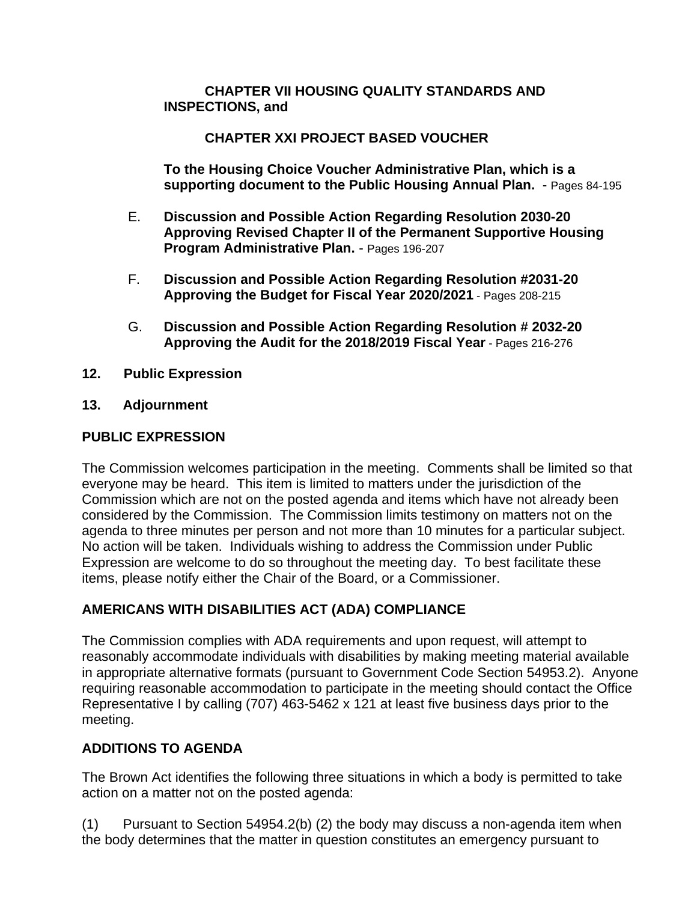**CHAPTER VII HOUSING QUALITY STANDARDS AND INSPECTIONS, and**

**CHAPTER XXI PROJECT BASED VOUCHER**

**To the Housing Choice Voucher Administrative Plan, which is a supporting document to the Public Housing Annual Plan.** - Pages 84-195

E. **Discussion and Possible Action Regarding Resolution 2030-20 Approving Revised Chapter II of the Permanent Supportive Housing Program Administrative Plan.** - Pages 196-207

F. **Discussion and Possible Action Regarding Resolution #2031-20 Approving the Budget for Fiscal Year 2020/2021** - Pages 208-215

G. **Discussion and Possible Action Regarding Resolution # 2032-20 Approving the Audit for the 2018/2019 Fiscal Year** - Pages 216-276

**12. Public Expression**

**13. Adjournment**

## PUBLIC EXPRESSION

The Commission welcomes participation in the meeting. Comments shall be limited so that everyone may be heard. This item is limited to matters under the jurisdiction of the Commission which are not on the posted agenda and items which have not already been considered by the Commission. The Commission limits testimony on matters not on the agenda to three minutes per person and not more than 10 minutes for a particular subject. No action will be taken. Individuals wishing to address the Commission under Public Expression are welcome to do so throughout the meeting day. To best facilitate these items, please notify either the Chair of the Board, or a Commissioner.

## AMERICANS WITH DISABILITIES ACT (ADA) COMPLIANCE

The Commission complies with ADA requirements and upon request, will attempt to reasonably accommodate individuals with disabilities by making meeting material available in appropriate alternative formats (pursuant to Government Code Section 54953.2). Anyone requiring reasonable accommodation to participate in the meeting should contact the Office Representative I by calling (707) 463-5462 x 121 at least five business days prior to the meeting.

## ADDITIONS TO AGENDA

The Brown Act identifies the following three situations in which a body is permitted to take action on a matter not on the posted agenda:

(1) Pursuant to Section 54954.2(b) (2) the body may discuss a non-agenda item when the body determines that the matter in question constitutes an emergency pursuant to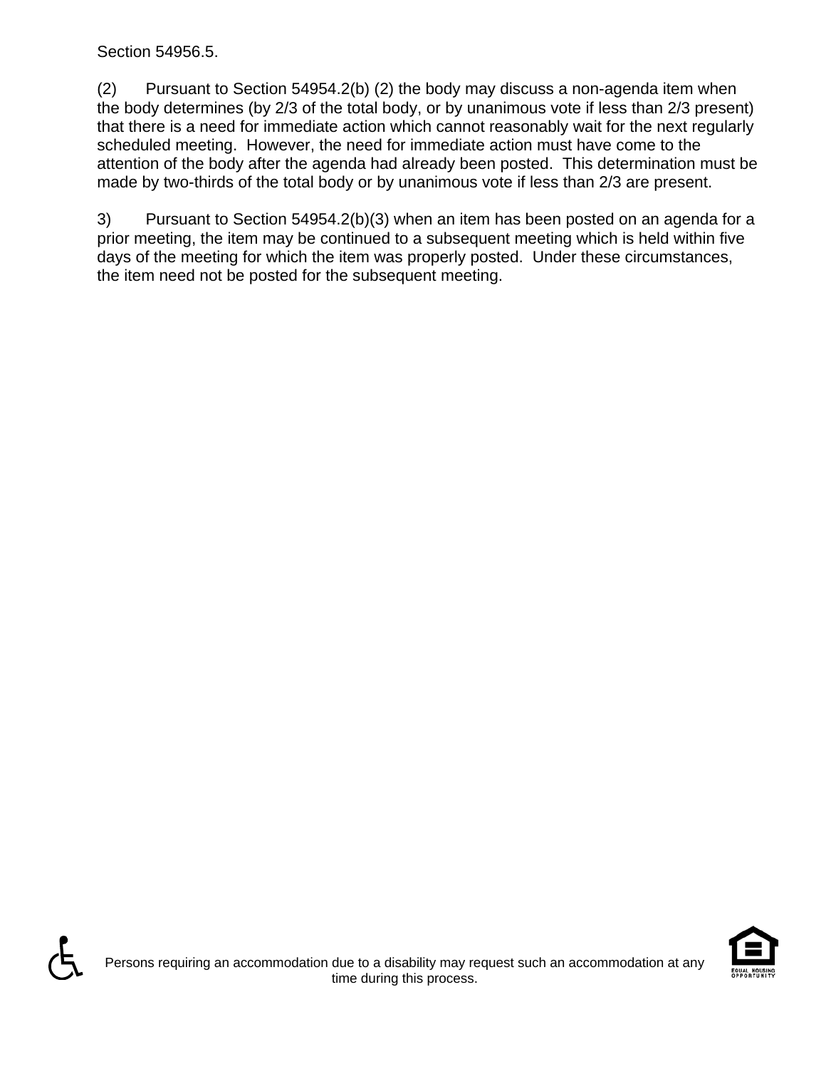Section 54956.5.

(2) Pursuant to Section 54954.2(b) (2) the body may discuss a non-agenda item when the body determines (by 2/3 of the total body, or by unanimous vote if less than 2/3 present) that there is a need for immediate action which cannot reasonably wait for the next regularly scheduled meeting. However, the need for immediate action must have come to the attention of the body after the agenda had already been posted. This determination must be made by two-thirds of the total body or by unanimous vote if less than 2/3 are present.

3) Pursuant to Section 54954.2(b)(3) when an item has been posted on an agenda for a prior meeting, the item may be continued to a subsequent meeting which is held within five days of the meeting for which the item was properly posted. Under these circumstances, the item need not be posted for the subsequent meeting.

Persons requiring an accommodation due to a disability may request such an accommodation at any time during this process.